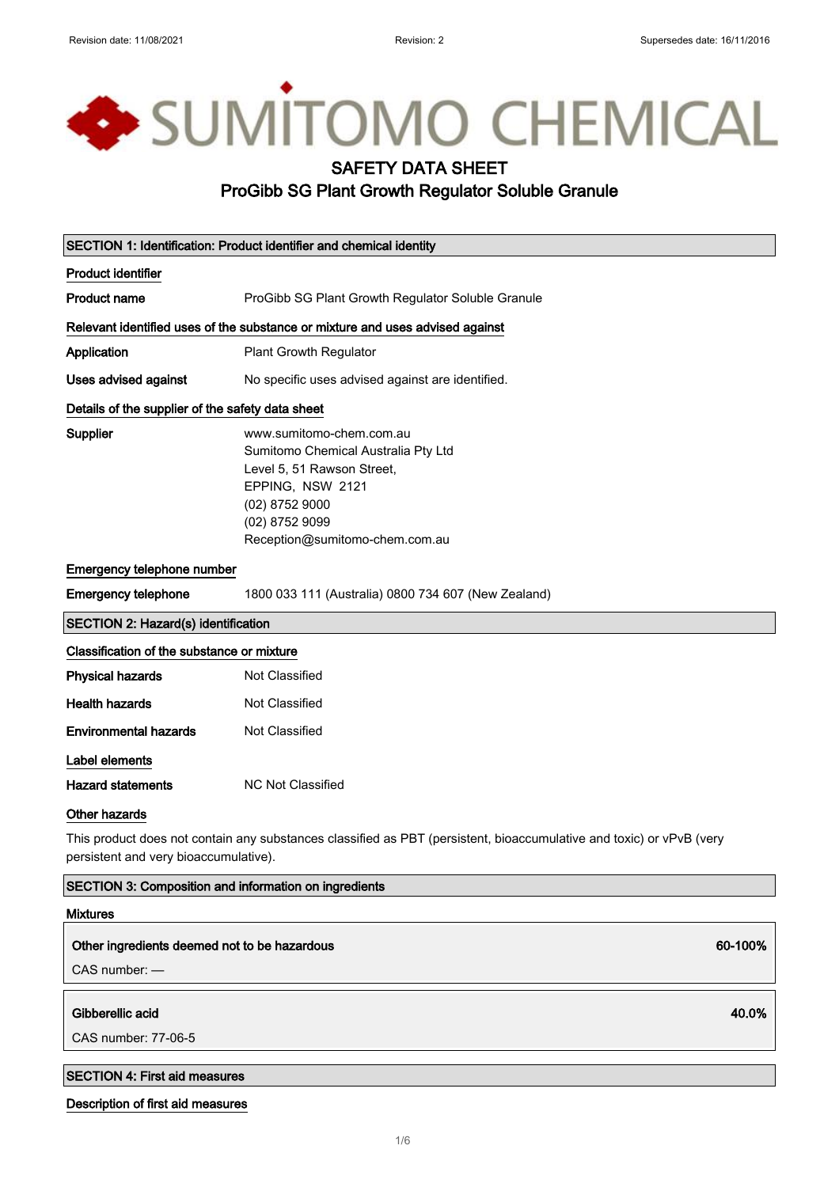Revision date: 11/08/2021 Revision: 2 Supersedes date: 16/11/2016

SUMITOMO CHEMICAL

# SAFETY DATA SHEET
## ProGibb SG Plant Growth Regulator Soluble Granule

### SECTION 1: Identification: Product identifier and chemical identity

**Product identifier**

**Product name** ProGibb SG Plant Growth Regulator Soluble Granule

**Relevant identified uses of the substance or mixture and uses advised against**

**Application** Plant Growth Regulator

**Uses advised against** No specific uses advised against are identified.

**Details of the supplier of the safety data sheet**

**Supplier**
www.sumitomo-chem.com.au
Sumitomo Chemical Australia Pty Ltd
Level 5, 51 Rawson Street,
EPPING, NSW 2121
(02) 8752 9000
(02) 8752 9099
Reception@sumitomo-chem.com.au

**Emergency telephone number**

**Emergency telephone** 1800 033 111 (Australia) 0800 734 607 (New Zealand)

### SECTION 2: Hazard(s) identification

**Classification of the substance or mixture**

**Physical hazards** Not Classified

**Health hazards** Not Classified

**Environmental hazards** Not Classified

**Label elements**

**Hazard statements** NC Not Classified

**Other hazards**

This product does not contain any substances classified as PBT (persistent, bioaccumulative and toxic) or vPvB (very persistent and very bioaccumulative).

### SECTION 3: Composition and information on ingredients

**Mixtures**

| **Other ingredients deemed not to be hazardous** | **60-100%** |
|---|---|
| CAS number: — | |

| **Gibberellic acid** | **40.0%** |
|---|---|
| CAS number: 77-06-5 | |

### SECTION 4: First aid measures

**Description of first aid measures**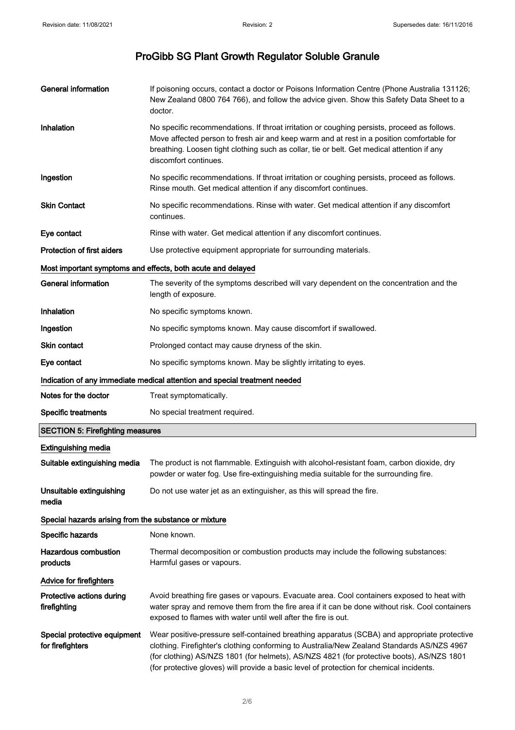| | |
|---|---|
| **General information** | If poisoning occurs, contact a doctor or Poisons Information Centre (Phone Australia 131126; New Zealand 0800 764 766), and follow the advice given. Show this Safety Data Sheet to a doctor. |
| **Inhalation** | No specific recommendations. If throat irritation or coughing persists, proceed as follows. Move affected person to fresh air and keep warm and at rest in a position comfortable for breathing. Loosen tight clothing such as collar, tie or belt. Get medical attention if any discomfort continues. |
| **Ingestion** | No specific recommendations. If throat irritation or coughing persists, proceed as follows. Rinse mouth. Get medical attention if any discomfort continues. |
| **Skin Contact** | No specific recommendations. Rinse with water. Get medical attention if any discomfort continues. |
| **Eye contact** | Rinse with water. Get medical attention if any discomfort continues. |
| **Protection of first aiders** | Use protective equipment appropriate for surrounding materials. |

### Most important symptoms and effects, both acute and delayed

| | |
|---|---|
| **General information** | The severity of the symptoms described will vary dependent on the concentration and the length of exposure. |
| **Inhalation** | No specific symptoms known. |
| **Ingestion** | No specific symptoms known. May cause discomfort if swallowed. |
| **Skin contact** | Prolonged contact may cause dryness of the skin. |
| **Eye contact** | No specific symptoms known. May be slightly irritating to eyes. |

### Indication of any immediate medical attention and special treatment needed

| | |
|---|---|
| **Notes for the doctor** | Treat symptomatically. |
| **Specific treatments** | No special treatment required. |

## SECTION 5: Firefighting measures

### Extinguishing media

| | |
|---|---|
| **Suitable extinguishing media** | The product is not flammable. Extinguish with alcohol-resistant foam, carbon dioxide, dry powder or water fog. Use fire-extinguishing media suitable for the surrounding fire. |
| **Unsuitable extinguishing media** | Do not use water jet as an extinguisher, as this will spread the fire. |

### Special hazards arising from the substance or mixture

| | |
|---|---|
| **Specific hazards** | None known. |
| **Hazardous combustion products** | Thermal decomposition or combustion products may include the following substances: Harmful gases or vapours. |

### Advice for firefighters

| | |
|---|---|
| **Protective actions during firefighting** | Avoid breathing fire gases or vapours. Evacuate area. Cool containers exposed to heat with water spray and remove them from the fire area if it can be done without risk. Cool containers exposed to flames with water until well after the fire is out. |
| **Special protective equipment for firefighters** | Wear positive-pressure self-contained breathing apparatus (SCBA) and appropriate protective clothing. Firefighter's clothing conforming to Australia/New Zealand Standards AS/NZS 4967 (for clothing) AS/NZS 1801 (for helmets), AS/NZS 4821 (for protective boots), AS/NZS 1801 (for protective gloves) will provide a basic level of protection for chemical incidents. |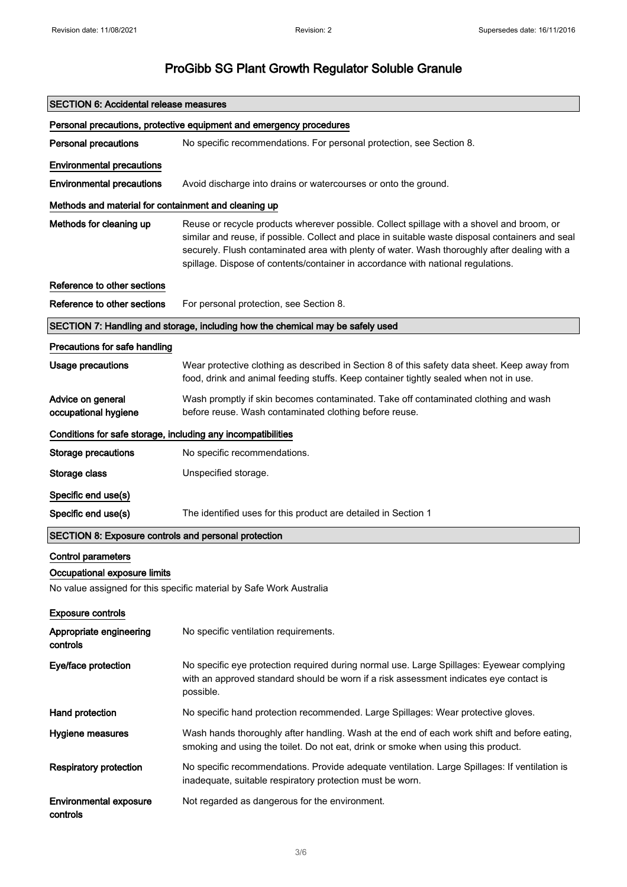# ProGibb SG Plant Growth Regulator Soluble Granule

## SECTION 6: Accidental release measures

### Personal precautions, protective equipment and emergency procedures

**Personal precautions** No specific recommendations. For personal protection, see Section 8.

### Environmental precautions

**Environmental precautions** Avoid discharge into drains or watercourses or onto the ground.

### Methods and material for containment and cleaning up

**Methods for cleaning up** Reuse or recycle products wherever possible. Collect spillage with a shovel and broom, or similar and reuse, if possible. Collect and place in suitable waste disposal containers and seal securely. Flush contaminated area with plenty of water. Wash thoroughly after dealing with a spillage. Dispose of contents/container in accordance with national regulations.

### Reference to other sections

**Reference to other sections** For personal protection, see Section 8.

## SECTION 7: Handling and storage, including how the chemical may be safely used

### Precautions for safe handling

**Usage precautions** Wear protective clothing as described in Section 8 of this safety data sheet. Keep away from food, drink and animal feeding stuffs. Keep container tightly sealed when not in use.

**Advice on general occupational hygiene** Wash promptly if skin becomes contaminated. Take off contaminated clothing and wash before reuse. Wash contaminated clothing before reuse.

### Conditions for safe storage, including any incompatibilities

**Storage precautions** No specific recommendations.

**Storage class** Unspecified storage.

### Specific end use(s)

**Specific end use(s)** The identified uses for this product are detailed in Section 1

## SECTION 8: Exposure controls and personal protection

### Control parameters

### Occupational exposure limits

No value assigned for this specific material by Safe Work Australia

### Exposure controls

**Appropriate engineering controls** No specific ventilation requirements.

**Eye/face protection** No specific eye protection required during normal use. Large Spillages: Eyewear complying with an approved standard should be worn if a risk assessment indicates eye contact is possible.

**Hand protection** No specific hand protection recommended. Large Spillages: Wear protective gloves.

**Hygiene measures** Wash hands thoroughly after handling. Wash at the end of each work shift and before eating, smoking and using the toilet. Do not eat, drink or smoke when using this product.

**Respiratory protection** No specific recommendations. Provide adequate ventilation. Large Spillages: If ventilation is inadequate, suitable respiratory protection must be worn.

**Environmental exposure controls** Not regarded as dangerous for the environment.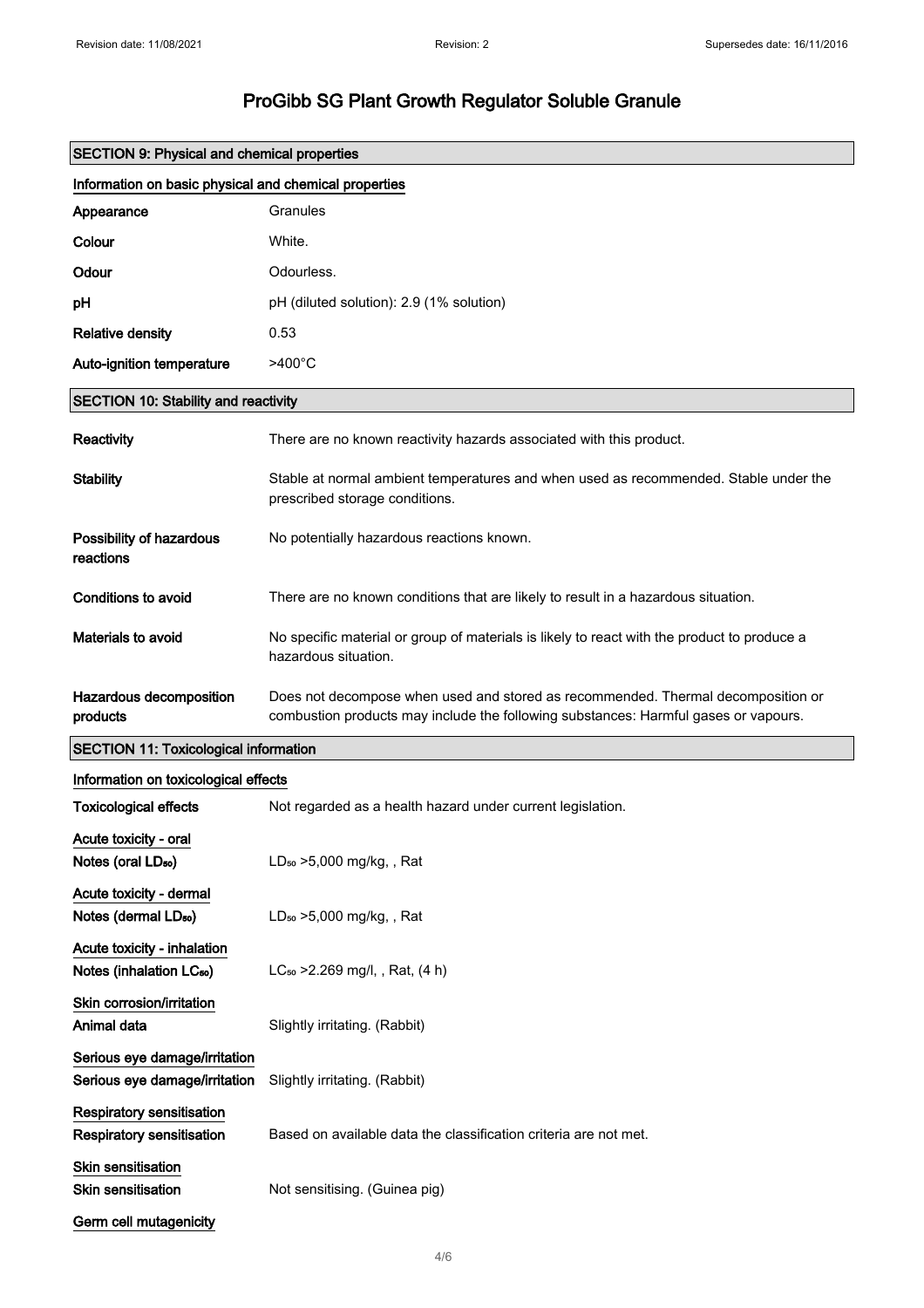# ProGibb SG Plant Growth Regulator Soluble Granule

## SECTION 9: Physical and chemical properties

### Information on basic physical and chemical properties

| | |
|---|---|
| **Appearance** | Granules |
| **Colour** | White. |
| **Odour** | Odourless. |
| **pH** | pH (diluted solution): 2.9 (1% solution) |
| **Relative density** | 0.53 |
| **Auto-ignition temperature** | >400°C |

## SECTION 10: Stability and reactivity

| | |
|---|---|
| **Reactivity** | There are no known reactivity hazards associated with this product. |
| **Stability** | Stable at normal ambient temperatures and when used as recommended. Stable under the prescribed storage conditions. |
| **Possibility of hazardous reactions** | No potentially hazardous reactions known. |
| **Conditions to avoid** | There are no known conditions that are likely to result in a hazardous situation. |
| **Materials to avoid** | No specific material or group of materials is likely to react with the product to produce a hazardous situation. |
| **Hazardous decomposition products** | Does not decompose when used and stored as recommended. Thermal decomposition or combustion products may include the following substances: Harmful gases or vapours. |

## SECTION 11: Toxicological information

### Information on toxicological effects

**Toxicological effects** Not regarded as a health hazard under current legislation.

**Acute toxicity - oral**

**Notes (oral $LD_{50}$)** $LD_{50}$ >5,000 mg/kg, , Rat

**Acute toxicity - dermal**

**Notes (dermal $LD_{50}$)** $LD_{50}$ >5,000 mg/kg, , Rat

**Acute toxicity - inhalation**

**Notes (inhalation $LC_{50}$)** $LC_{50}$ >2.269 mg/l, , Rat, (4 h)

**Skin corrosion/irritation**

**Animal data** Slightly irritating. (Rabbit)

**Serious eye damage/irritation**

**Serious eye damage/irritation** Slightly irritating. (Rabbit)

**Respiratory sensitisation**

**Respiratory sensitisation** Based on available data the classification criteria are not met.

**Skin sensitisation**

**Skin sensitisation** Not sensitising. (Guinea pig)

**Germ cell mutagenicity**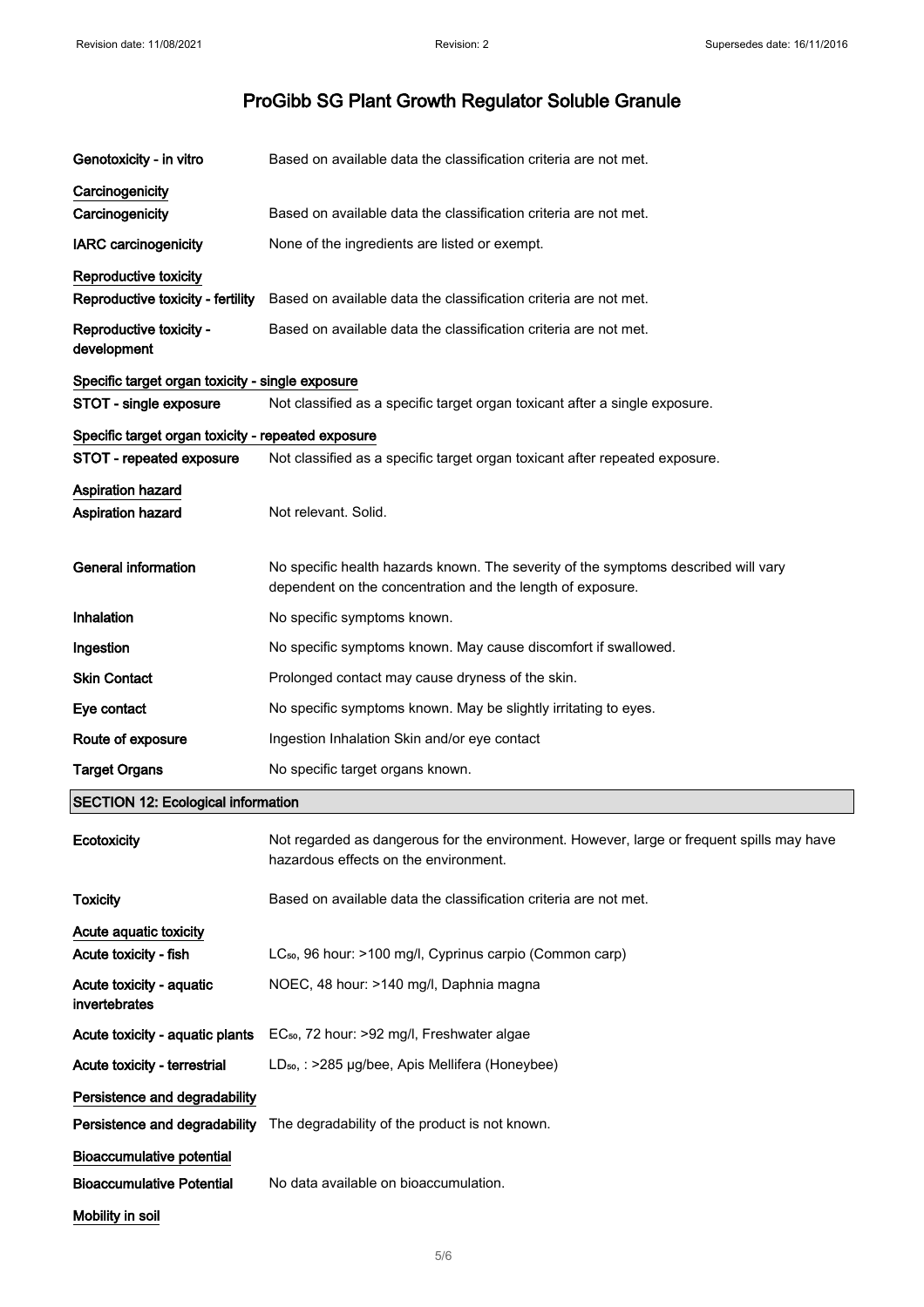# ProGibb SG Plant Growth Regulator Soluble Granule

| | |
|---|---|
| **Genotoxicity - in vitro** | Based on available data the classification criteria are not met. |

**Carcinogenicity**

| | |
|---|---|
| **Carcinogenicity** | Based on available data the classification criteria are not met. |
| **IARC carcinogenicity** | None of the ingredients are listed or exempt. |

**Reproductive toxicity**

| | |
|---|---|
| **Reproductive toxicity - fertility** | Based on available data the classification criteria are not met. |
| **Reproductive toxicity - development** | Based on available data the classification criteria are not met. |

**Specific target organ toxicity - single exposure**

| | |
|---|---|
| **STOT - single exposure** | Not classified as a specific target organ toxicant after a single exposure. |

**Specific target organ toxicity - repeated exposure**

| | |
|---|---|
| **STOT - repeated exposure** | Not classified as a specific target organ toxicant after repeated exposure. |

**Aspiration hazard**

| | |
|---|---|
| **Aspiration hazard** | Not relevant. Solid. |

| | |
|---|---|
| **General information** | No specific health hazards known. The severity of the symptoms described will vary dependent on the concentration and the length of exposure. |
| **Inhalation** | No specific symptoms known. |
| **Ingestion** | No specific symptoms known. May cause discomfort if swallowed. |
| **Skin Contact** | Prolonged contact may cause dryness of the skin. |
| **Eye contact** | No specific symptoms known. May be slightly irritating to eyes. |
| **Route of exposure** | Ingestion Inhalation Skin and/or eye contact |
| **Target Organs** | No specific target organs known. |

## SECTION 12: Ecological information

| | |
|---|---|
| **Ecotoxicity** | Not regarded as dangerous for the environment. However, large or frequent spills may have hazardous effects on the environment. |
| **Toxicity** | Based on available data the classification criteria are not met. |

**Acute aquatic toxicity**

| | |
|---|---|
| **Acute toxicity - fish** | $LC_{50}$, 96 hour: >100 mg/l, Cyprinus carpio (Common carp) |
| **Acute toxicity - aquatic invertebrates** | NOEC, 48 hour: >140 mg/l, Daphnia magna |
| **Acute toxicity - aquatic plants** | $EC_{50}$, 72 hour: >92 mg/l, Freshwater algae |
| **Acute toxicity - terrestrial** | $LD_{50}$, : >285 µg/bee, Apis Mellifera (Honeybee) |

**Persistence and degradability**

| | |
|---|---|
| **Persistence and degradability** | The degradability of the product is not known. |

**Bioaccumulative potential**

| | |
|---|---|
| **Bioaccumulative Potential** | No data available on bioaccumulation. |

**Mobility in soil**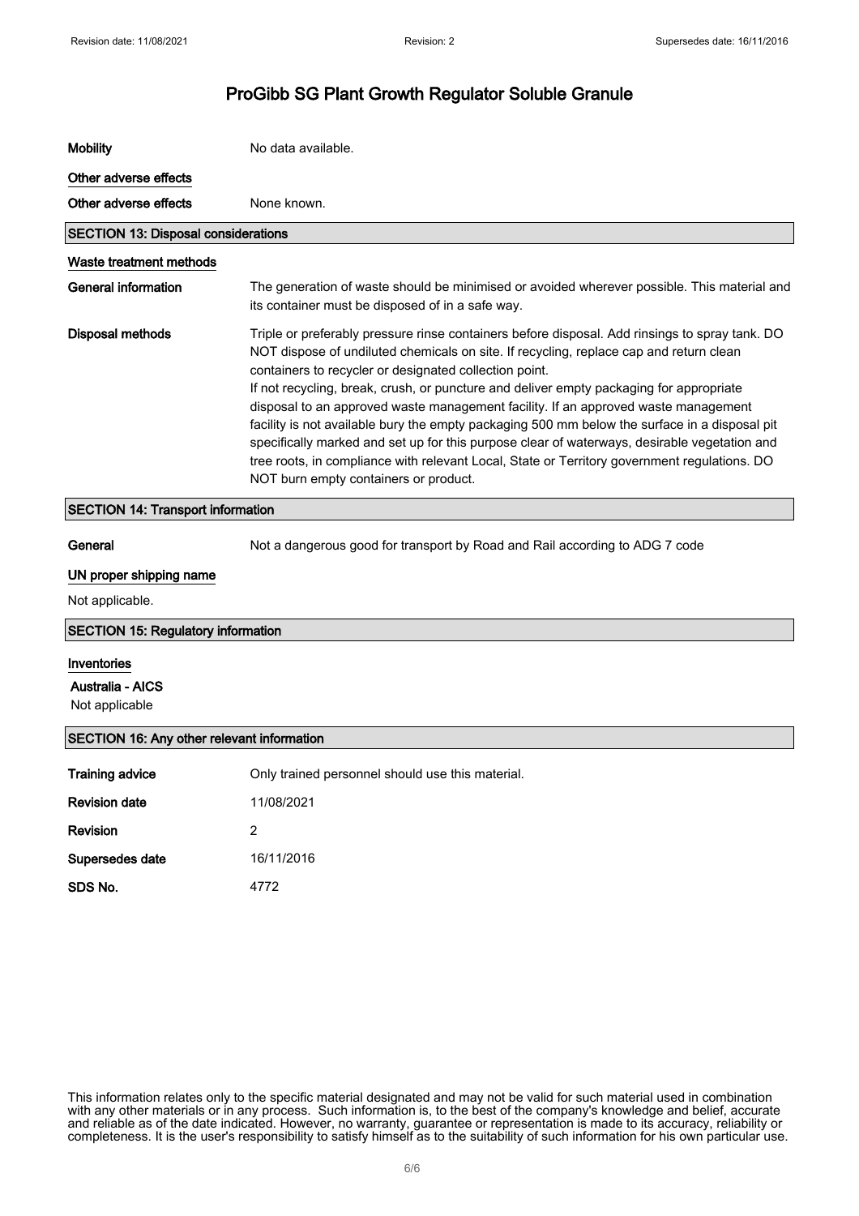# ProGibb SG Plant Growth Regulator Soluble Granule

| | |
|---|---|
| **Mobility** | No data available. |

**Other adverse effects**

| | |
|---|---|
| **Other adverse effects** | None known. |

## SECTION 13: Disposal considerations

**Waste treatment methods**

| | |
|---|---|
| **General information** | The generation of waste should be minimised or avoided wherever possible. This material and its container must be disposed of in a safe way. |
| **Disposal methods** | Triple or preferably pressure rinse containers before disposal. Add rinsings to spray tank. DO NOT dispose of undiluted chemicals on site. If recycling, replace cap and return clean containers to recycler or designated collection point. If not recycling, break, crush, or puncture and deliver empty packaging for appropriate disposal to an approved waste management facility. If an approved waste management facility is not available bury the empty packaging 500 mm below the surface in a disposal pit specifically marked and set up for this purpose clear of waterways, desirable vegetation and tree roots, in compliance with relevant Local, State or Territory government regulations. DO NOT burn empty containers or product. |

## SECTION 14: Transport information

| | |
|---|---|
| **General** | Not a dangerous good for transport by Road and Rail according to ADG 7 code |

**UN proper shipping name**

Not applicable.

## SECTION 15: Regulatory information

**Inventories**

**Australia - AICS**

Not applicable

## SECTION 16: Any other relevant information

| | |
|---|---|
| **Training advice** | Only trained personnel should use this material. |
| **Revision date** | 11/08/2021 |
| **Revision** | 2 |
| **Supersedes date** | 16/11/2016 |
| **SDS No.** | 4772 |

This information relates only to the specific material designated and may not be valid for such material used in combination with any other materials or in any process. Such information is, to the best of the company's knowledge and belief, accurate and reliable as of the date indicated. However, no warranty, guarantee or representation is made to its accuracy, reliability or completeness. It is the user's responsibility to satisfy himself as to the suitability of such information for his own particular use.